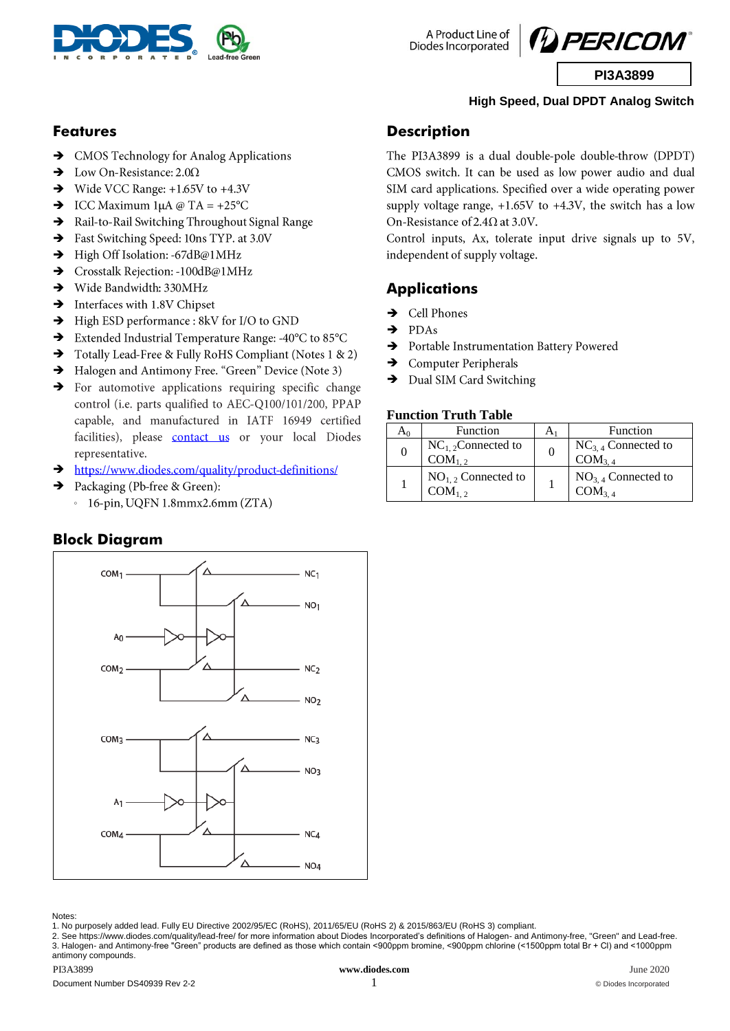PI3A3899

**High Speed, Dual DPDT Analog Switch**

## Features

- CMOS Technology for Analog Applications
- Low On-Resistance: 2.0Ω
- Wide VCC Range: +1.65V to +4.3V
- ICC Maximum 1μA @ TA = +25°C
- Rail-to-Rail Switching Throughout Signal Range
- Fast Switching Speed: 10ns TYP. at 3.0V
- High Off Isolation: -67dB@1MHz
- Crosstalk Rejection: -100dB@1MHz
- Wide Bandwidth: 330MHz
- Interfaces with 1.8V Chipset
- High ESD performance : 8kV for I/O to GND
- Extended Industrial Temperature Range: -40°C to 85°C
- Totally Lead-Free & Fully RoHS Compliant (Notes 1 & 2)
- Halogen and Antimony Free. "Green" Device (Note 3)
- For automotive applications requiring specific change control (i.e. parts qualified to AEC-Q100/101/200, PPAP capable, and manufactured in IATF 16949 certified facilities), please contact us or your local Diodes representative.
- https://www.diodes.com/quality/product-definitions/
- Packaging (Pb-free & Green):
  - 16-pin, UQFN 1.8mmx2.6mm (ZTA)

## Description

The PI3A3899 is a dual double-pole double-throw (DPDT) CMOS switch. It can be used as low power audio and dual SIM card applications. Specified over a wide operating power supply voltage range, +1.65V to +4.3V, the switch has a low On-Resistance of 2.4Ω at 3.0V.

Control inputs, Ax, tolerate input drive signals up to 5V, independent of supply voltage.

## Applications

- Cell Phones
- PDAs
- Portable Instrumentation Battery Powered
- Computer Peripherals
- Dual SIM Card Switching

### Function Truth Table

| $A_0$ | Function | $A_1$ | Function |
|---|---|---|---|
| 0 | $NC_{1,2}$ Connected to $COM_{1,2}$ | 0 | $NC_{3,4}$ Connected to $COM_{3,4}$ |
| 1 | $NO_{1,2}$ Connected to $COM_{1,2}$ | 1 | $NO_{3,4}$ Connected to $COM_{3,4}$ |

## Block Diagram

Notes:
1. No purposely added lead. Fully EU Directive 2002/95/EC (RoHS), 2011/65/EU (RoHS 2) & 2015/863/EU (RoHS 3) compliant.
2. See https://www.diodes.com/quality/lead-free/ for more information about Diodes Incorporated's definitions of Halogen- and Antimony-free, "Green" and Lead-free.
3. Halogen- and Antimony-free "Green" products are defined as those which contain <900ppm bromine, <900ppm chlorine (<1500ppm total Br + Cl) and <1000ppm antimony compounds.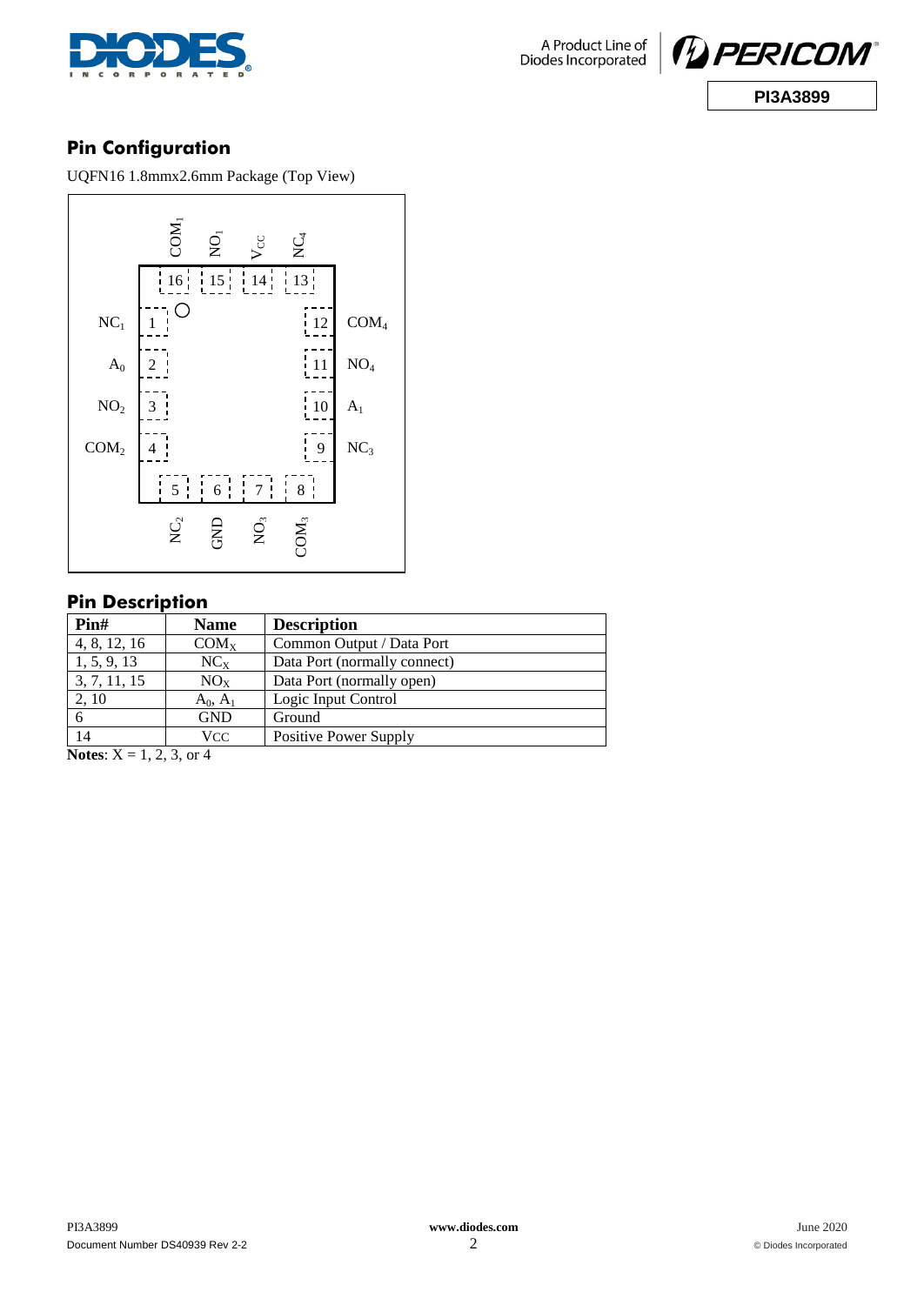## Pin Configuration

UQFN16 1.8mmx2.6mm Package (Top View)

## Pin Description

| Pin# | Name | Description |
|---|---|---|
| 4, 8, 12, 16 | $COM_X$ | Common Output / Data Port |
| 1, 5, 9, 13 | $NC_X$ | Data Port (normally connect) |
| 3, 7, 11, 15 | $NO_X$ | Data Port (normally open) |
| 2, 10 | $A_0$, $A_1$ | Logic Input Control |
| 6 | GND | Ground |
| 14 | VCC | Positive Power Supply |

**Notes**: X = 1, 2, 3, or 4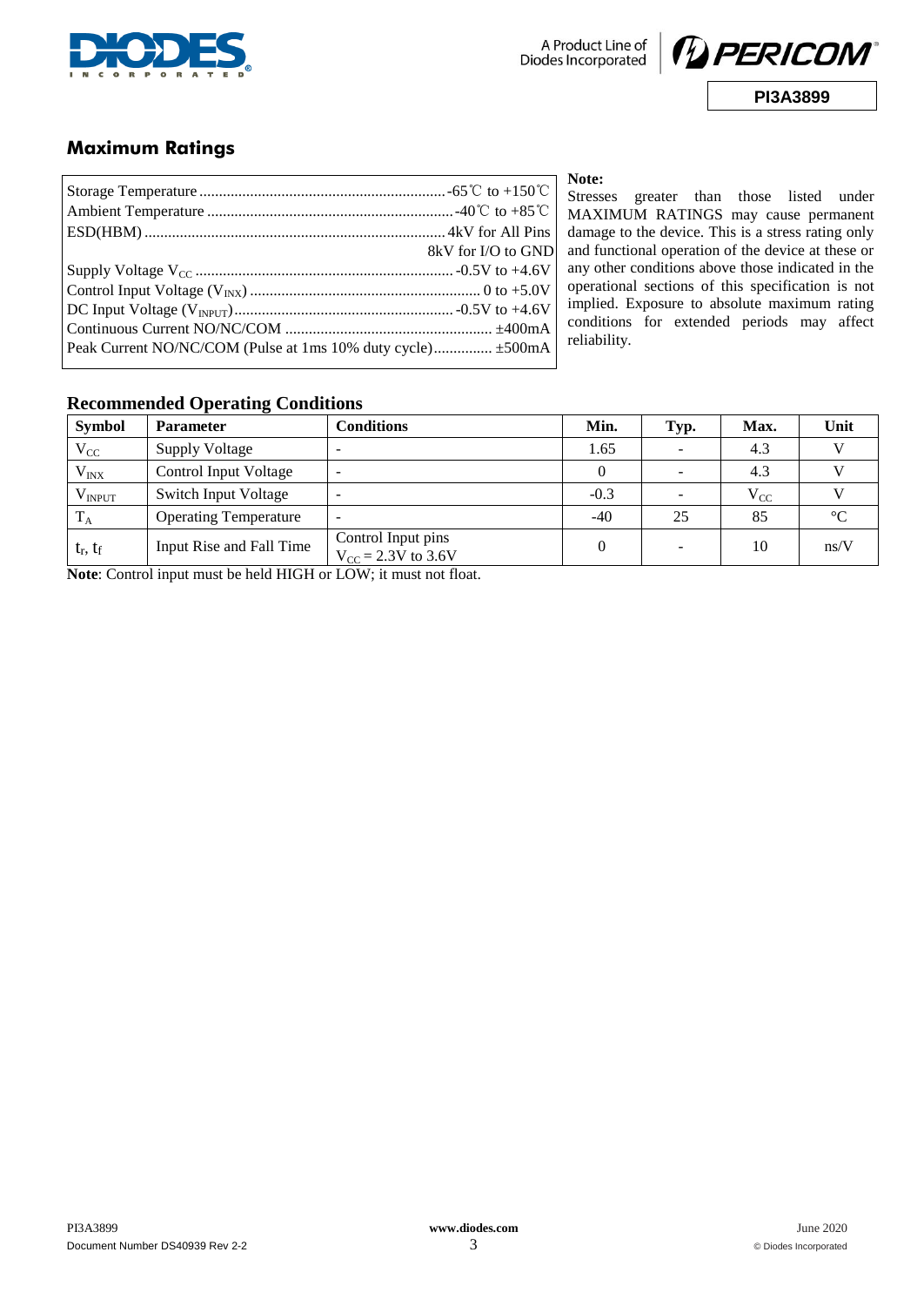## Maximum Ratings

| | |
|---|---|
| Storage Temperature | -65℃ to +150℃ |
| Ambient Temperature | -40℃ to +85℃ |
| ESD(HBM) | 4kV for All Pins |
| | 8kV for I/O to GND |
| Supply Voltage $V_{CC}$ | -0.5V to +4.6V |
| Control Input Voltage ($V_{INX}$) | 0 to +5.0V |
| DC Input Voltage ($V_{INPUT}$) | -0.5V to +4.6V |
| Continuous Current NO/NC/COM | ±400mA |
| Peak Current NO/NC/COM (Pulse at 1ms 10% duty cycle) | ±500mA |

**Note:**

Stresses greater than those listed under MAXIMUM RATINGS may cause permanent damage to the device. This is a stress rating only and functional operation of the device at these or any other conditions above those indicated in the operational sections of this specification is not implied. Exposure to absolute maximum rating conditions for extended periods may affect reliability.

### Recommended Operating Conditions

| Symbol | Parameter | Conditions | Min. | Typ. | Max. | Unit |
|---|---|---|---|---|---|---|
| $V_{CC}$ | Supply Voltage | - | 1.65 | - | 4.3 | V |
| $V_{INX}$ | Control Input Voltage | - | 0 | - | 4.3 | V |
| $V_{INPUT}$ | Switch Input Voltage | - | -0.3 | - | $V_{CC}$ | V |
| $T_A$ | Operating Temperature | - | -40 | 25 | 85 | °C |
| $t_r$, $t_f$ | Input Rise and Fall Time | Control Input pins $V_{CC}$ = 2.3V to 3.6V | 0 | - | 10 | ns/V |

**Note**: Control input must be held HIGH or LOW; it must not float.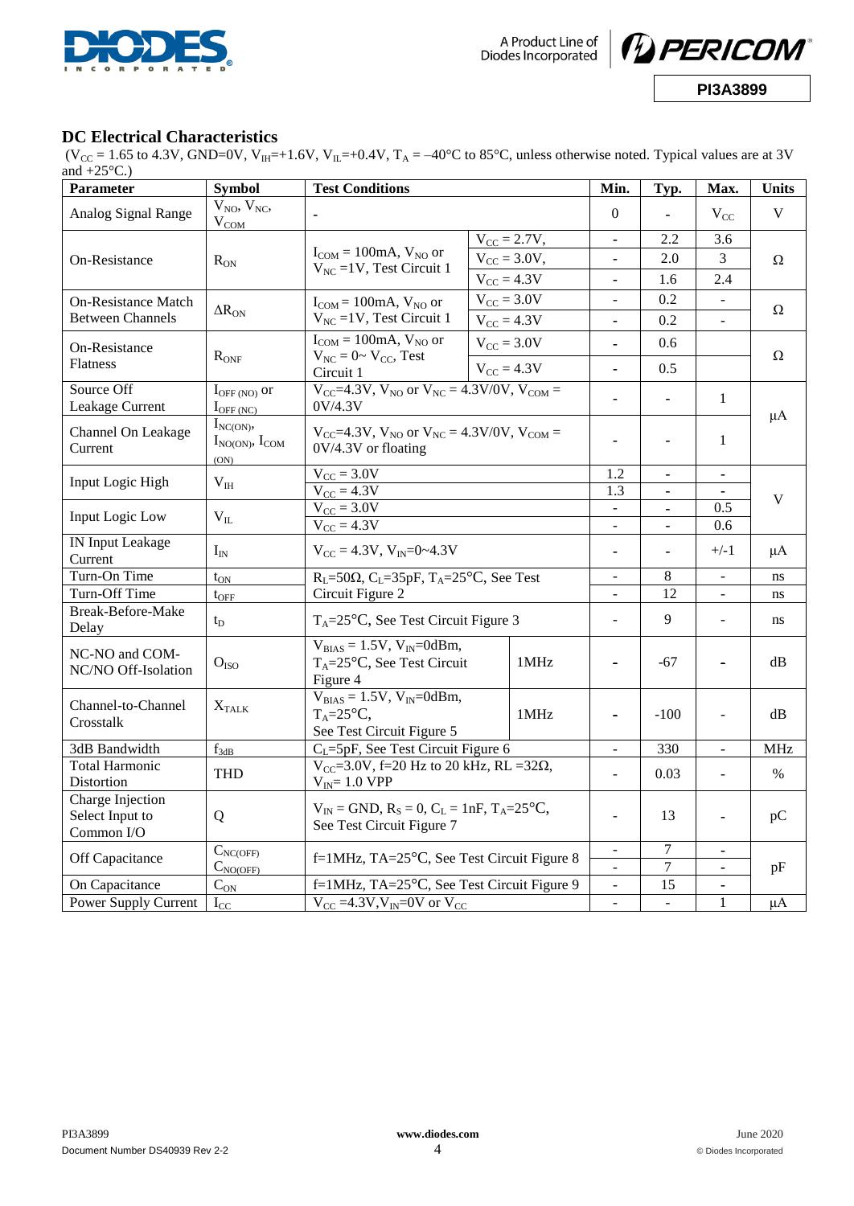## DC Electrical Characteristics

($V_{CC}$ = 1.65 to 4.3V, GND=0V, $V_{IH}$=+1.6V, $V_{IL}$=+0.4V, $T_A$ = –40°C to 85°C, unless otherwise noted. Typical values are at 3V and +25°C.)

| Parameter | Symbol | Test Conditions | | Min. | Typ. | Max. | Units |
|---|---|---|---|---|---|---|---|
| Analog Signal Range | $V_{NO}$, $V_{NC}$, $V_{COM}$ | - | | 0 | - | $V_{CC}$ | V |
| On-Resistance | $R_{ON}$ | $I_{COM}$ = 100mA, $V_{NO}$ or $V_{NC}$ =1V, Test Circuit 1 | $V_{CC}$ = 2.7V, | - | 2.2 | 3.6 | Ω |
| | | | $V_{CC}$ = 3.0V, | - | 2.0 | 3 | |
| | | | $V_{CC}$ = 4.3V | - | 1.6 | 2.4 | |
| On-Resistance Match Between Channels | $\Delta R_{ON}$ | $I_{COM}$ = 100mA, $V_{NO}$ or $V_{NC}$ =1V, Test Circuit 1 | $V_{CC}$ = 3.0V | - | 0.2 | - | Ω |
| | | | $V_{CC}$ = 4.3V | - | 0.2 | - | |
| On-Resistance Flatness | $R_{ONF}$ | $I_{COM}$ = 100mA, $V_{NO}$ or $V_{NC}$ = 0~ $V_{CC}$, Test Circuit 1 | $V_{CC}$ = 3.0V | - | 0.6 | | Ω |
| | | | $V_{CC}$ = 4.3V | - | 0.5 | | |
| Source Off Leakage Current | $I_{OFF(NO)}$ or $I_{OFF(NC)}$ | $V_{CC}$=4.3V, $V_{NO}$ or $V_{NC}$ = 4.3V/0V, $V_{COM}$ = 0V/4.3V | | - | - | 1 | μA |
| Channel On Leakage Current | $I_{NC(ON)}$, $I_{NO(ON)}$, $I_{COM(ON)}$ | $V_{CC}$=4.3V, $V_{NO}$ or $V_{NC}$ = 4.3V/0V, $V_{COM}$ = 0V/4.3V or floating | | - | - | 1 | |
| Input Logic High | $V_{IH}$ | $V_{CC}$ = 3.0V | | 1.2 | - | - | V |
| | | $V_{CC}$ = 4.3V | | 1.3 | - | - | |
| Input Logic Low | $V_{IL}$ | $V_{CC}$ = 3.0V | | - | - | 0.5 | |
| | | $V_{CC}$ = 4.3V | | - | - | 0.6 | |
| IN Input Leakage Current | $I_{IN}$ | $V_{CC}$ = 4.3V, $V_{IN}$=0~4.3V | | - | - | +/-1 | μA |
| Turn-On Time | $t_{ON}$ | $R_L$=50Ω, $C_L$=35pF, $T_A$=25°C, See Test Circuit Figure 2 | | - | 8 | - | ns |
| Turn-Off Time | $t_{OFF}$ | | | - | 12 | - | ns |
| Break-Before-Make Delay | $t_D$ | $T_A$=25°C, See Test Circuit Figure 3 | | - | 9 | - | ns |
| NC-NO and COM-NC/NO Off-Isolation | $O_{ISO}$ | $V_{BIAS}$ = 1.5V, $V_{IN}$=0dBm, $T_A$=25°C, See Test Circuit Figure 4 | 1MHz | - | -67 | - | dB |
| Channel-to-Channel Crosstalk | $X_{TALK}$ | $V_{BIAS}$ = 1.5V, $V_{IN}$=0dBm, $T_A$=25°C, See Test Circuit Figure 5 | 1MHz | - | -100 | - | dB |
| 3dB Bandwidth | $f_{3dB}$ | $C_L$=5pF, See Test Circuit Figure 6 | | - | 330 | - | MHz |
| Total Harmonic Distortion | THD | $V_{CC}$=3.0V, f=20 Hz to 20 kHz, RL =32Ω, $V_{IN}$= 1.0 VPP | | - | 0.03 | - | % |
| Charge Injection Select Input to Common I/O | Q | $V_{IN}$ = GND, $R_S$ = 0, $C_L$ = 1nF, $T_A$=25°C, See Test Circuit Figure 7 | | - | 13 | - | pC |
| Off Capacitance | $C_{NC(OFF)}$ | f=1MHz, TA=25°C, See Test Circuit Figure 8 | | - | 7 | - | pF |
| | $C_{NO(OFF)}$ | | | - | 7 | - | |
| On Capacitance | $C_{ON}$ | f=1MHz, TA=25°C, See Test Circuit Figure 9 | | - | 15 | - | |
| Power Supply Current | $I_{CC}$ | $V_{CC}$ =4.3V, $V_{IN}$=0V or $V_{CC}$ | | - | - | 1 | μA |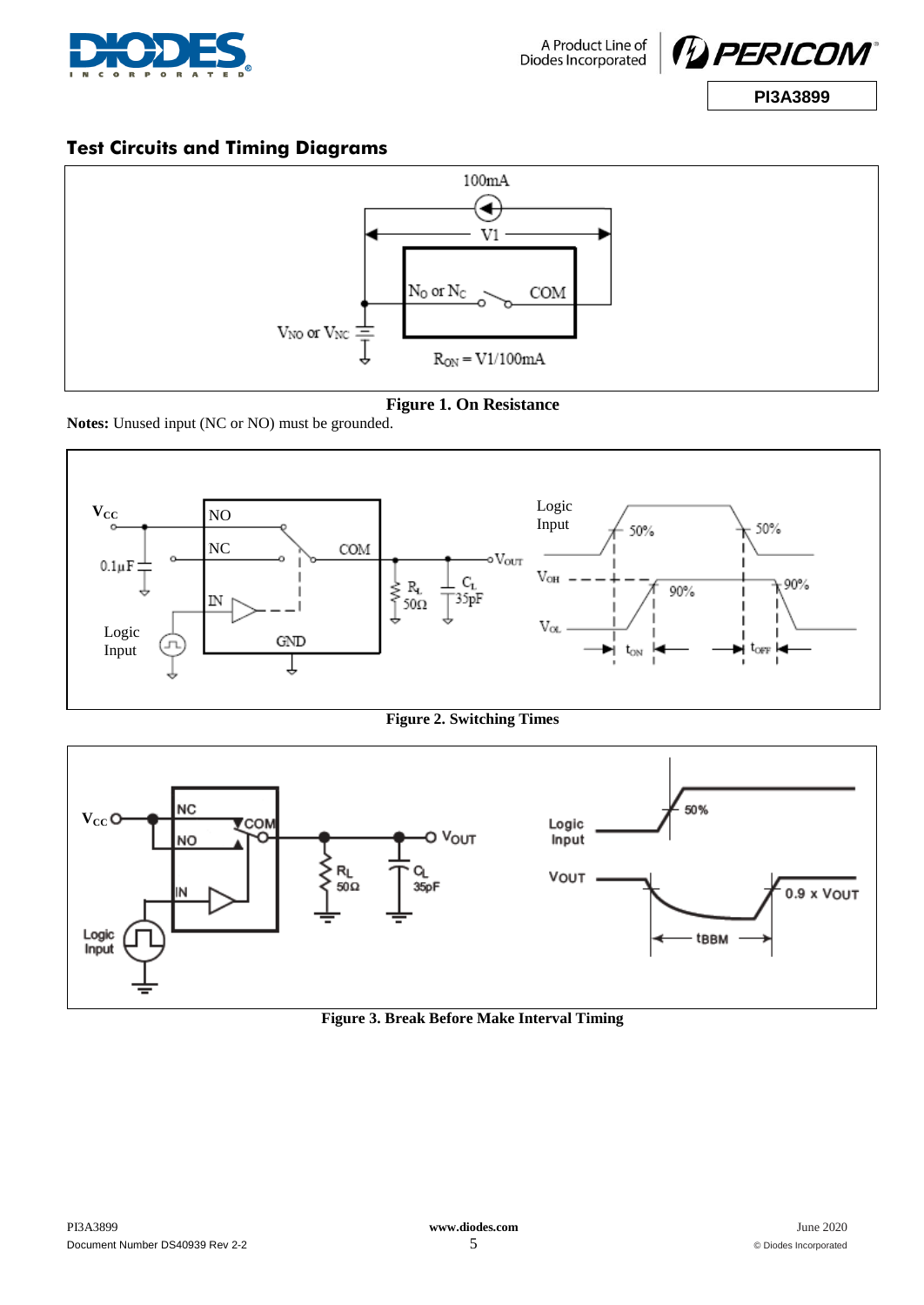## Test Circuits and Timing Diagrams

**Figure 1. On Resistance**

**Notes:** Unused input (NC or NO) must be grounded.

**Figure 2. Switching Times**

**Figure 3. Break Before Make Interval Timing**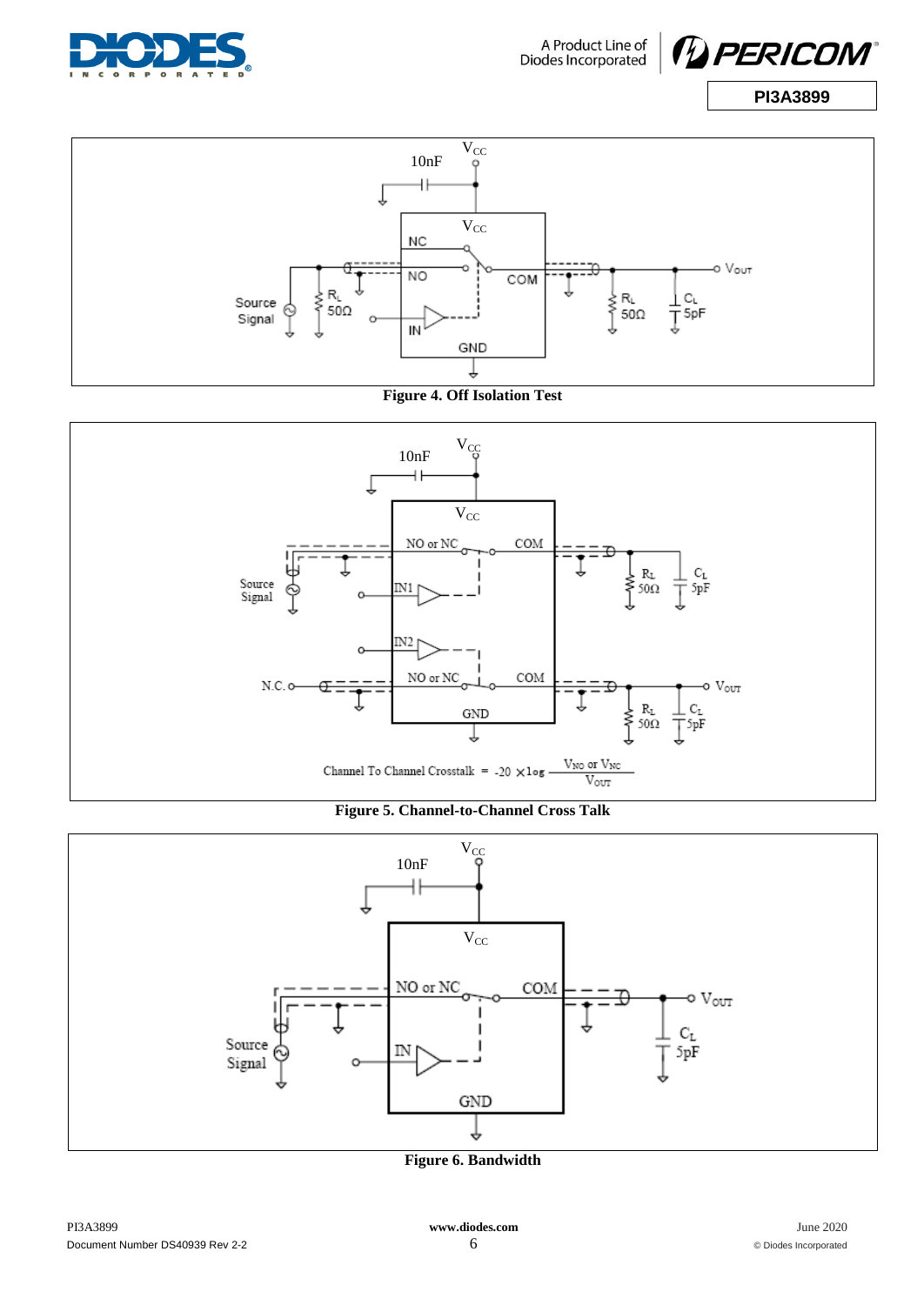Figure 4. Off Isolation Test

$$\text{Channel To Channel Crosstalk} = -20 \times \log \frac{V_{NO} \text{ or } V_{NC}}{V_{OUT}}$$

Figure 5. Channel-to-Channel Cross Talk

Figure 6. Bandwidth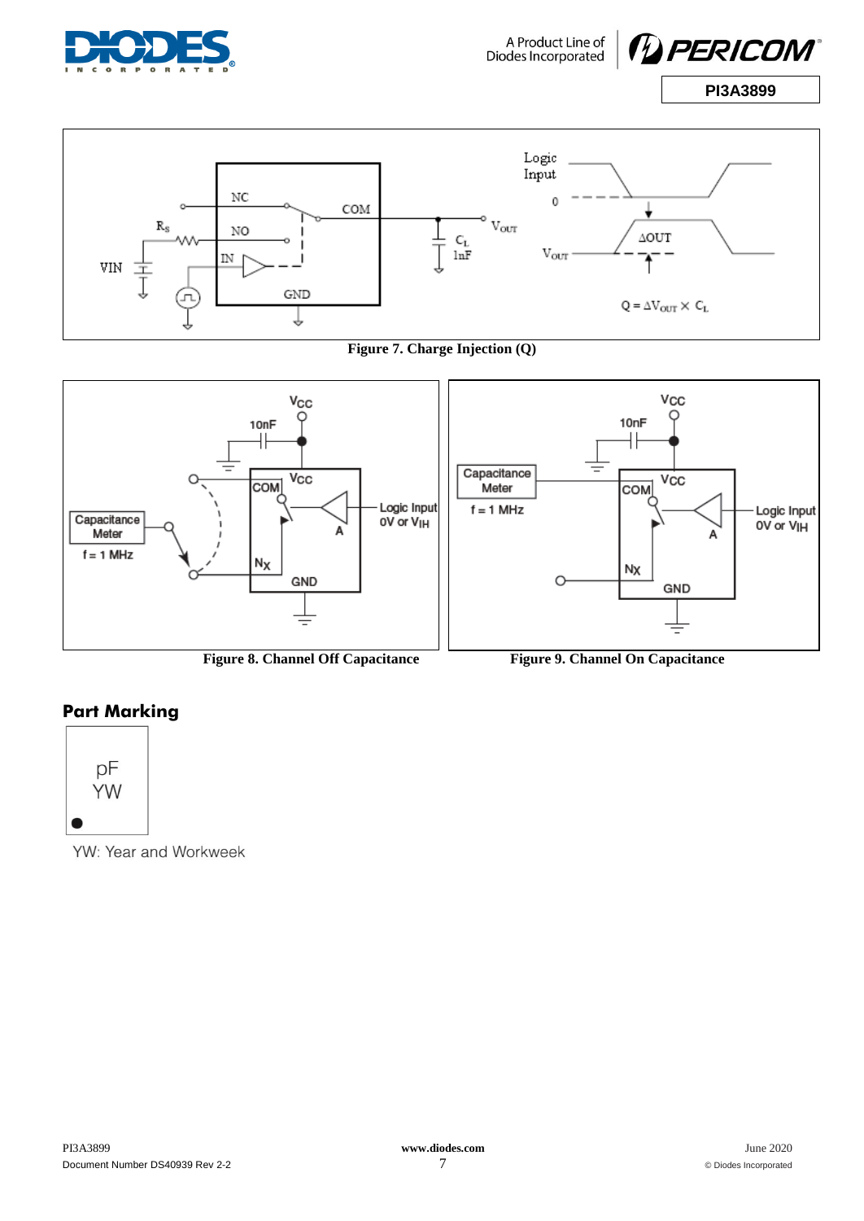Figure 7. Charge Injection (Q)

Figure 8. Channel Off Capacitance

Figure 9. Channel On Capacitance

## Part Marking

pF
YW

YW: Year and Workweek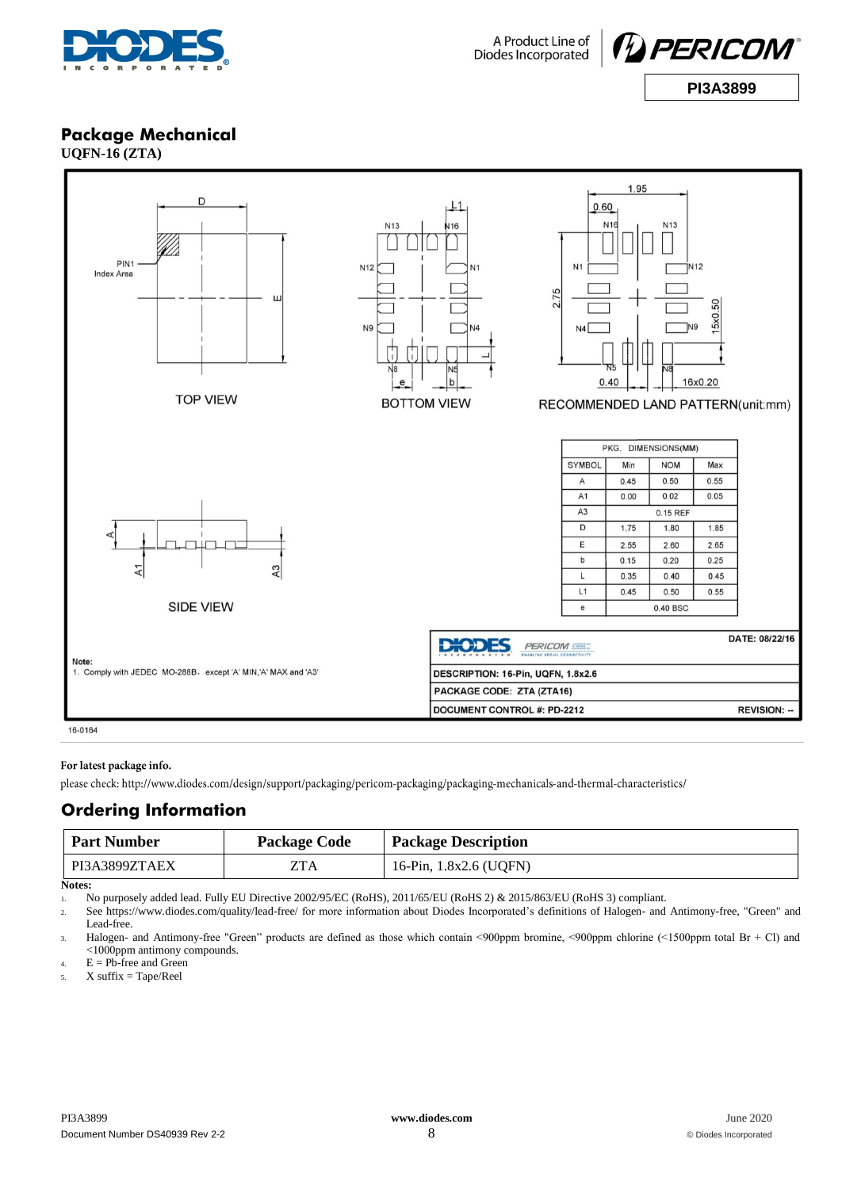## Package Mechanical

**UQFN-16 (ZTA)**

TOP VIEW

BOTTOM VIEW

RECOMMENDED LAND PATTERN(unit:mm)

SIDE VIEW

| PKG. DIMENSIONS(MM) | | | |
|---|---|---|---|
| SYMBOL | Min | NOM | Max |
| A | 0.45 | 0.50 | 0.55 |
| A1 | 0.00 | 0.02 | 0.05 |
| A3 | | 0.15 REF | |
| D | 1.75 | 1.80 | 1.85 |
| E | 2.55 | 2.60 | 2.65 |
| b | 0.15 | 0.20 | 0.25 |
| L | 0.35 | 0.40 | 0.45 |
| L1 | 0.45 | 0.50 | 0.55 |
| e | | 0.40 BSC | |

Note:
1. Comply with JEDEC MO-288B, except 'A' MIN,'A' MAX and 'A3'

DATE: 08/22/16

DESCRIPTION: 16-Pin, UQFN, 1.8x2.6

PACKAGE CODE: ZTA (ZTA16)

DOCUMENT CONTROL #: PD-2212 REVISION: --

16-0164

**For latest package info.**

please check: http://www.diodes.com/design/support/packaging/pericom-packaging/packaging-mechanicals-and-thermal-characteristics/

## Ordering Information

| Part Number | Package Code | Package Description |
|---|---|---|
| PI3A3899ZTAEX | ZTA | 16-Pin, 1.8x2.6 (UQFN) |

**Notes:**

1. No purposely added lead. Fully EU Directive 2002/95/EC (RoHS), 2011/65/EU (RoHS 2) & 2015/863/EU (RoHS 3) compliant.
2. See https://www.diodes.com/quality/lead-free/ for more information about Diodes Incorporated's definitions of Halogen- and Antimony-free, "Green" and Lead-free.
3. Halogen- and Antimony-free "Green" products are defined as those which contain <900ppm bromine, <900ppm chlorine (<1500ppm total Br + Cl) and <1000ppm antimony compounds.
4. E = Pb-free and Green
5. X suffix = Tape/Reel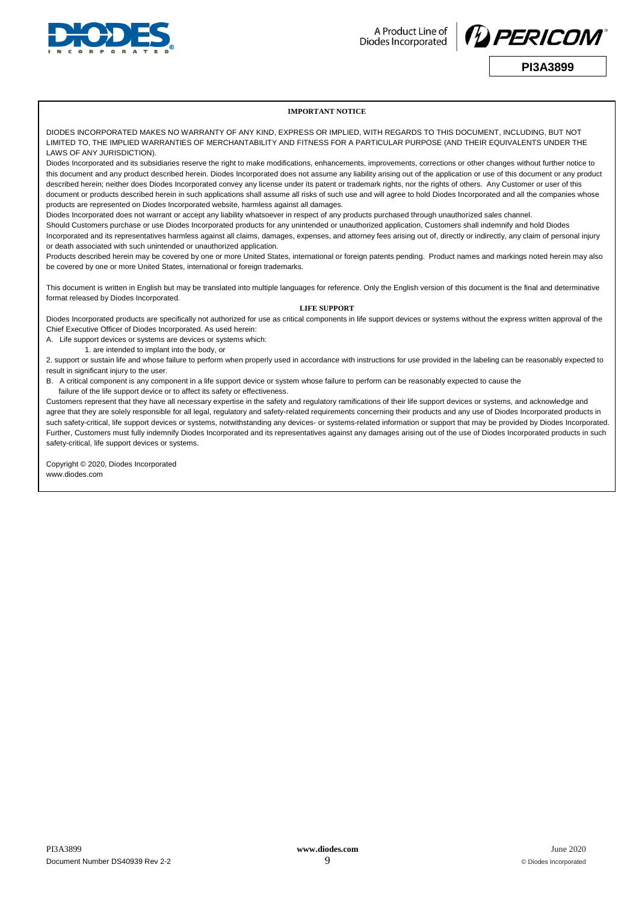**IMPORTANT NOTICE**

DIODES INCORPORATED MAKES NO WARRANTY OF ANY KIND, EXPRESS OR IMPLIED, WITH REGARDS TO THIS DOCUMENT, INCLUDING, BUT NOT LIMITED TO, THE IMPLIED WARRANTIES OF MERCHANTABILITY AND FITNESS FOR A PARTICULAR PURPOSE (AND THEIR EQUIVALENTS UNDER THE LAWS OF ANY JURISDICTION).

Diodes Incorporated and its subsidiaries reserve the right to make modifications, enhancements, improvements, corrections or other changes without further notice to this document and any product described herein. Diodes Incorporated does not assume any liability arising out of the application or use of this document or any product described herein; neither does Diodes Incorporated convey any license under its patent or trademark rights, nor the rights of others. Any Customer or user of this document or products described herein in such applications shall assume all risks of such use and will agree to hold Diodes Incorporated and all the companies whose products are represented on Diodes Incorporated website, harmless against all damages.

Diodes Incorporated does not warrant or accept any liability whatsoever in respect of any products purchased through unauthorized sales channel.

Should Customers purchase or use Diodes Incorporated products for any unintended or unauthorized application, Customers shall indemnify and hold Diodes Incorporated and its representatives harmless against all claims, damages, expenses, and attorney fees arising out of, directly or indirectly, any claim of personal injury or death associated with such unintended or unauthorized application.

Products described herein may be covered by one or more United States, international or foreign patents pending. Product names and markings noted herein may also be covered by one or more United States, international or foreign trademarks.

This document is written in English but may be translated into multiple languages for reference. Only the English version of this document is the final and determinative format released by Diodes Incorporated.

**LIFE SUPPORT**

Diodes Incorporated products are specifically not authorized for use as critical components in life support devices or systems without the express written approval of the Chief Executive Officer of Diodes Incorporated. As used herein:

A. Life support devices or systems are devices or systems which:

1. are intended to implant into the body, or

2. support or sustain life and whose failure to perform when properly used in accordance with instructions for use provided in the labeling can be reasonably expected to result in significant injury to the user.

B. A critical component is any component in a life support device or system whose failure to perform can be reasonably expected to cause the failure of the life support device or to affect its safety or effectiveness.

Customers represent that they have all necessary expertise in the safety and regulatory ramifications of their life support devices or systems, and acknowledge and agree that they are solely responsible for all legal, regulatory and safety-related requirements concerning their products and any use of Diodes Incorporated products in such safety-critical, life support devices or systems, notwithstanding any devices- or systems-related information or support that may be provided by Diodes Incorporated. Further, Customers must fully indemnify Diodes Incorporated and its representatives against any damages arising out of the use of Diodes Incorporated products in such safety-critical, life support devices or systems.

Copyright © 2020, Diodes Incorporated
www.diodes.com